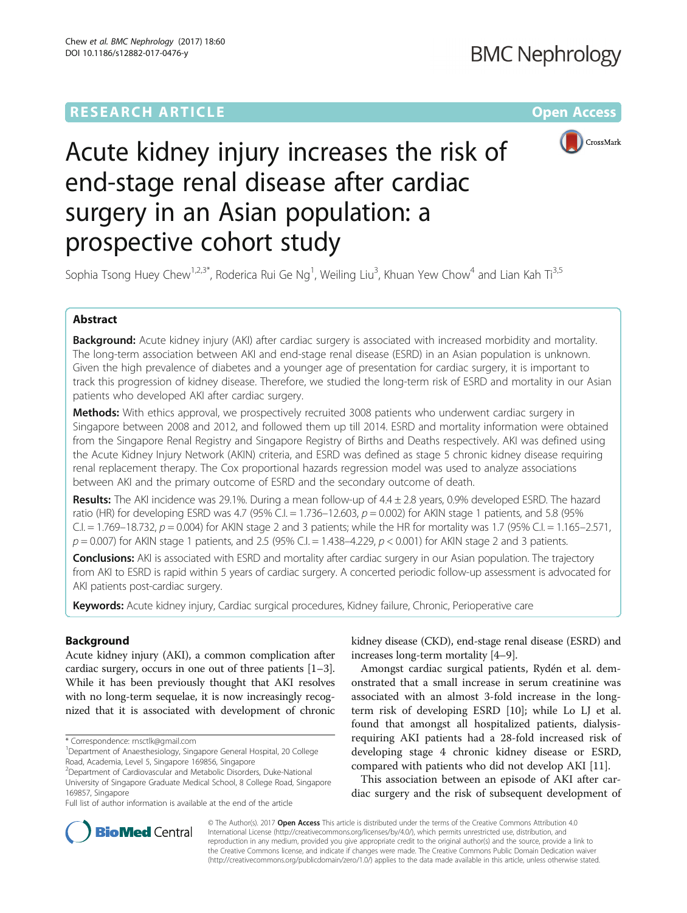RESEARCH ARTICLE

Open Access

# Acute kidney injury increases the risk of end-stage renal disease after cardiac surgery in an Asian population: a prospective cohort study

Sophia Tsong Huey Chew[1,2,3*], Roderica Rui Ge Ng[1], Weiling Liu[3], Khuan Yew Chow[4] and Lian Kah Ti[3,5]

## Abstract

**Background:** Acute kidney injury (AKI) after cardiac surgery is associated with increased morbidity and mortality. The long-term association between AKI and end-stage renal disease (ESRD) in an Asian population is unknown. Given the high prevalence of diabetes and a younger age of presentation for cardiac surgery, it is important to track this progression of kidney disease. Therefore, we studied the long-term risk of ESRD and mortality in our Asian patients who developed AKI after cardiac surgery.

**Methods:** With ethics approval, we prospectively recruited 3008 patients who underwent cardiac surgery in Singapore between 2008 and 2012, and followed them up till 2014. ESRD and mortality information were obtained from the Singapore Renal Registry and Singapore Registry of Births and Deaths respectively. AKI was defined using the Acute Kidney Injury Network (AKIN) criteria, and ESRD was defined as stage 5 chronic kidney disease requiring renal replacement therapy. The Cox proportional hazards regression model was used to analyze associations between AKI and the primary outcome of ESRD and the secondary outcome of death.

**Results:** The AKI incidence was 29.1%. During a mean follow-up of 4.4 ± 2.8 years, 0.9% developed ESRD. The hazard ratio (HR) for developing ESRD was 4.7 (95% C.I. = 1.736–12.603, $p = 0.002$) for AKIN stage 1 patients, and 5.8 (95% C.I. = 1.769–18.732, $p = 0.004$) for AKIN stage 2 and 3 patients; while the HR for mortality was 1.7 (95% C.I. = 1.165–2.571, $p = 0.007$) for AKIN stage 1 patients, and 2.5 (95% C.I. = 1.438–4.229, $p < 0.001$) for AKIN stage 2 and 3 patients.

**Conclusions:** AKI is associated with ESRD and mortality after cardiac surgery in our Asian population. The trajectory from AKI to ESRD is rapid within 5 years of cardiac surgery. A concerted periodic follow-up assessment is advocated for AKI patients post-cardiac surgery.

**Keywords:** Acute kidney injury, Cardiac surgical procedures, Kidney failure, Chronic, Perioperative care

## Background

Acute kidney injury (AKI), a common complication after cardiac surgery, occurs in one out of three patients [1–3]. While it has been previously thought that AKI resolves with no long-term sequelae, it is now increasingly recognized that it is associated with development of chronic kidney disease (CKD), end-stage renal disease (ESRD) and increases long-term mortality [4–9].

Amongst cardiac surgical patients, Rydén et al. demonstrated that a small increase in serum creatinine was associated with an almost 3-fold increase in the long-term risk of developing ESRD [10]; while Lo LJ et al. found that amongst all hospitalized patients, dialysis-requiring AKI patients had a 28-fold increased risk of developing stage 4 chronic kidney disease or ESRD, compared with patients who did not develop AKI [11].

This association between an episode of AKI after cardiac surgery and the risk of subsequent development of

* Correspondence: rnsctlk@gmail.com
[1]Department of Anaesthesiology, Singapore General Hospital, 20 College Road, Academia, Level 5, Singapore 169856, Singapore
[2]Department of Cardiovascular and Metabolic Disorders, Duke-National University of Singapore Graduate Medical School, 8 College Road, Singapore 169857, Singapore
Full list of author information is available at the end of the article

© The Author(s). 2017 **Open Access** This article is distributed under the terms of the Creative Commons Attribution 4.0 International License (http://creativecommons.org/licenses/by/4.0/), which permits unrestricted use, distribution, and reproduction in any medium, provided you give appropriate credit to the original author(s) and the source, provide a link to the Creative Commons license, and indicate if changes were made. The Creative Commons Public Domain Dedication waiver (http://creativecommons.org/publicdomain/zero/1.0/) applies to the data made available in this article, unless otherwise stated.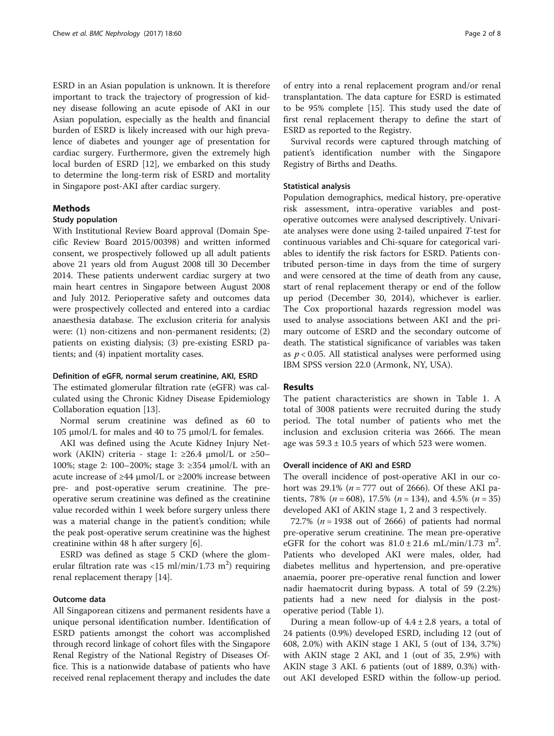ESRD in an Asian population is unknown. It is therefore important to track the trajectory of progression of kidney disease following an acute episode of AKI in our Asian population, especially as the health and financial burden of ESRD is likely increased with our high prevalence of diabetes and younger age of presentation for cardiac surgery. Furthermore, given the extremely high local burden of ESRD [12], we embarked on this study to determine the long-term risk of ESRD and mortality in Singapore post-AKI after cardiac surgery.

## Methods

### Study population

With Institutional Review Board approval (Domain Specific Review Board 2015/00398) and written informed consent, we prospectively followed up all adult patients above 21 years old from August 2008 till 30 December 2014. These patients underwent cardiac surgery at two main heart centres in Singapore between August 2008 and July 2012. Perioperative safety and outcomes data were prospectively collected and entered into a cardiac anaesthesia database. The exclusion criteria for analysis were: (1) non-citizens and non-permanent residents; (2) patients on existing dialysis; (3) pre-existing ESRD patients; and (4) inpatient mortality cases.

### Definition of eGFR, normal serum creatinine, AKI, ESRD

The estimated glomerular filtration rate (eGFR) was calculated using the Chronic Kidney Disease Epidemiology Collaboration equation [13].

Normal serum creatinine was defined as 60 to 105 μmol/L for males and 40 to 75 μmol/L for females.

AKI was defined using the Acute Kidney Injury Network (AKIN) criteria - stage 1: ≥26.4 μmol/L or ≥50–100%; stage 2: 100–200%; stage 3: ≥354 μmol/L with an acute increase of ≥44 μmol/L or ≥200% increase between pre- and post-operative serum creatinine. The pre-operative serum creatinine was defined as the creatinine value recorded within 1 week before surgery unless there was a material change in the patient's condition; while the peak post-operative serum creatinine was the highest creatinine within 48 h after surgery [6].

ESRD was defined as stage 5 CKD (where the glomerular filtration rate was <15 ml/min/1.73 $m^2$) requiring renal replacement therapy [14].

### Outcome data

All Singaporean citizens and permanent residents have a unique personal identification number. Identification of ESRD patients amongst the cohort was accomplished through record linkage of cohort files with the Singapore Renal Registry of the National Registry of Diseases Office. This is a nationwide database of patients who have received renal replacement therapy and includes the date of entry into a renal replacement program and/or renal transplantation. The data capture for ESRD is estimated to be 95% complete [15]. This study used the date of first renal replacement therapy to define the start of ESRD as reported to the Registry.

Survival records were captured through matching of patient's identification number with the Singapore Registry of Births and Deaths.

### Statistical analysis

Population demographics, medical history, pre-operative risk assessment, intra-operative variables and post-operative outcomes were analysed descriptively. Univariate analyses were done using 2-tailed unpaired *T*-test for continuous variables and Chi-square for categorical variables to identify the risk factors for ESRD. Patients contributed person-time in days from the time of surgery and were censored at the time of death from any cause, start of renal replacement therapy or end of the follow up period (December 30, 2014), whichever is earlier. The Cox proportional hazards regression model was used to analyse associations between AKI and the primary outcome of ESRD and the secondary outcome of death. The statistical significance of variables was taken as $p < 0.05$. All statistical analyses were performed using IBM SPSS version 22.0 (Armonk, NY, USA).

## Results

The patient characteristics are shown in Table 1. A total of 3008 patients were recruited during the study period. The total number of patients who met the inclusion and exclusion criteria was 2666. The mean age was 59.3 ± 10.5 years of which 523 were women.

### Overall incidence of AKI and ESRD

The overall incidence of post-operative AKI in our cohort was 29.1% (*n* = 777 out of 2666). Of these AKI patients, 78% (*n* = 608), 17.5% (*n* = 134), and 4.5% (*n* = 35) developed AKI of AKIN stage 1, 2 and 3 respectively.

72.7% (*n* = 1938 out of 2666) of patients had normal pre-operative serum creatinine. The mean pre-operative eGFR for the cohort was 81.0 ± 21.6 mL/min/1.73 $m^2$. Patients who developed AKI were males, older, had diabetes mellitus and hypertension, and pre-operative anaemia, poorer pre-operative renal function and lower nadir haematocrit during bypass. A total of 59 (2.2%) patients had a new need for dialysis in the post-operative period (Table 1).

During a mean follow-up of 4.4 ± 2.8 years, a total of 24 patients (0.9%) developed ESRD, including 12 (out of 608, 2.0%) with AKIN stage 1 AKI, 5 (out of 134, 3.7%) with AKIN stage 2 AKI, and 1 (out of 35, 2.9%) with AKIN stage 3 AKI. 6 patients (out of 1889, 0.3%) without AKI developed ESRD within the follow-up period.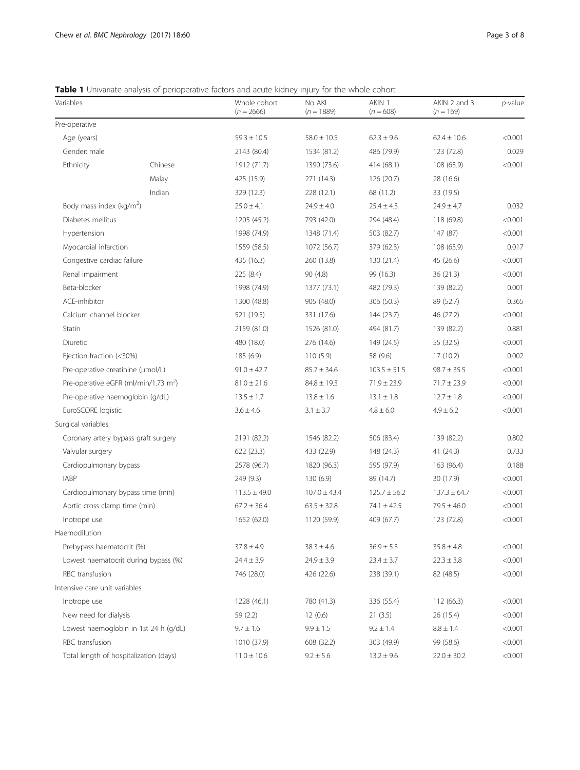**Table 1** Univariate analysis of perioperative factors and acute kidney injury for the whole cohort

| Variables | | Whole cohort ($n = 2666$) | No AKI ($n = 1889$) | AKIN 1 ($n = 608$) | AKIN 2 and 3 ($n = 169$) | *p*-value |
|---|---|---|---|---|---|---|
| Pre-operative | | | | | | |
| Age (years) | | 59.3 ± 10.5 | 58.0 ± 10.5 | 62.3 ± 9.6 | 62.4 ± 10.6 | <0.001 |
| Gender: male | | 2143 (80.4) | 1534 (81.2) | 486 (79.9) | 123 (72.8) | 0.029 |
| Ethnicity | Chinese | 1912 (71.7) | 1390 (73.6) | 414 (68.1) | 108 (63.9) | <0.001 |
| | Malay | 425 (15.9) | 271 (14.3) | 126 (20.7) | 28 (16.6) | |
| | Indian | 329 (12.3) | 228 (12.1) | 68 (11.2) | 33 (19.5) | |
| Body mass index (kg/m$^2$) | | 25.0 ± 4.1 | 24.9 ± 4.0 | 25.4 ± 4.3 | 24.9 ± 4.7 | 0.032 |
| Diabetes mellitus | | 1205 (45.2) | 793 (42.0) | 294 (48.4) | 118 (69.8) | <0.001 |
| Hypertension | | 1998 (74.9) | 1348 (71.4) | 503 (82.7) | 147 (87) | <0.001 |
| Myocardial infarction | | 1559 (58.5) | 1072 (56.7) | 379 (62.3) | 108 (63.9) | 0.017 |
| Congestive cardiac failure | | 435 (16.3) | 260 (13.8) | 130 (21.4) | 45 (26.6) | <0.001 |
| Renal impairment | | 225 (8.4) | 90 (4.8) | 99 (16.3) | 36 (21.3) | <0.001 |
| Beta-blocker | | 1998 (74.9) | 1377 (73.1) | 482 (79.3) | 139 (82.2) | 0.001 |
| ACE-inhibitor | | 1300 (48.8) | 905 (48.0) | 306 (50.3) | 89 (52.7) | 0.365 |
| Calcium channel blocker | | 521 (19.5) | 331 (17.6) | 144 (23.7) | 46 (27.2) | <0.001 |
| Statin | | 2159 (81.0) | 1526 (81.0) | 494 (81.7) | 139 (82.2) | 0.881 |
| Diuretic | | 480 (18.0) | 276 (14.6) | 149 (24.5) | 55 (32.5) | <0.001 |
| Ejection fraction (<30%) | | 185 (6.9) | 110 (5.9) | 58 (9.6) | 17 (10.2) | 0.002 |
| Pre-operative creatinine (μmol/L) | | 91.0 ± 42.7 | 85.7 ± 34.6 | 103.5 ± 51.5 | 98.7 ± 35.5 | <0.001 |
| Pre-operative eGFR (ml/min/1.73 m$^2$) | | 81.0 ± 21.6 | 84.8 ± 19.3 | 71.9 ± 23.9 | 71.7 ± 23.9 | <0.001 |
| Pre-operative haemoglobin (g/dL) | | 13.5 ± 1.7 | 13.8 ± 1.6 | 13.1 ± 1.8 | 12.7 ± 1.8 | <0.001 |
| EuroSCORE logistic | | 3.6 ± 4.6 | 3.1 ± 3.7 | 4.8 ± 6.0 | 4.9 ± 6.2 | <0.001 |
| Surgical variables | | | | | | |
| Coronary artery bypass graft surgery | | 2191 (82.2) | 1546 (82.2) | 506 (83.4) | 139 (82.2) | 0.802 |
| Valvular surgery | | 622 (23.3) | 433 (22.9) | 148 (24.3) | 41 (24.3) | 0.733 |
| Cardiopulmonary bypass | | 2578 (96.7) | 1820 (96.3) | 595 (97.9) | 163 (96.4) | 0.188 |
| IABP | | 249 (9.3) | 130 (6.9) | 89 (14.7) | 30 (17.9) | <0.001 |
| Cardiopulmonary bypass time (min) | | 113.5 ± 49.0 | 107.0 ± 43.4 | 125.7 ± 56.2 | 137.3 ± 64.7 | <0.001 |
| Aortic cross clamp time (min) | | 67.2 ± 36.4 | 63.5 ± 32.8 | 74.1 ± 42.5 | 79.5 ± 46.0 | <0.001 |
| Inotrope use | | 1652 (62.0) | 1120 (59.9) | 409 (67.7) | 123 (72.8) | <0.001 |
| Haemodilution | | | | | | |
| Prebypass haematocrit (%) | | 37.8 ± 4.9 | 38.3 ± 4.6 | 36.9 ± 5.3 | 35.8 ± 4.8 | <0.001 |
| Lowest haematocrit during bypass (%) | | 24.4 ± 3.9 | 24.9 ± 3.9 | 23.4 ± 3.7 | 22.3 ± 3.8 | <0.001 |
| RBC transfusion | | 746 (28.0) | 426 (22.6) | 238 (39.1) | 82 (48.5) | <0.001 |
| Intensive care unit variables | | | | | | |
| Inotrope use | | 1228 (46.1) | 780 (41.3) | 336 (55.4) | 112 (66.3) | <0.001 |
| New need for dialysis | | 59 (2.2) | 12 (0.6) | 21 (3.5) | 26 (15.4) | <0.001 |
| Lowest haemoglobin in 1st 24 h (g/dL) | | 9.7 ± 1.6 | 9.9 ± 1.5 | 9.2 ± 1.4 | 8.8 ± 1.4 | <0.001 |
| RBC transfusion | | 1010 (37.9) | 608 (32.2) | 303 (49.9) | 99 (58.6) | <0.001 |
| Total length of hospitalization (days) | | 11.0 ± 10.6 | 9.2 ± 5.6 | 13.2 ± 9.6 | 22.0 ± 30.2 | <0.001 |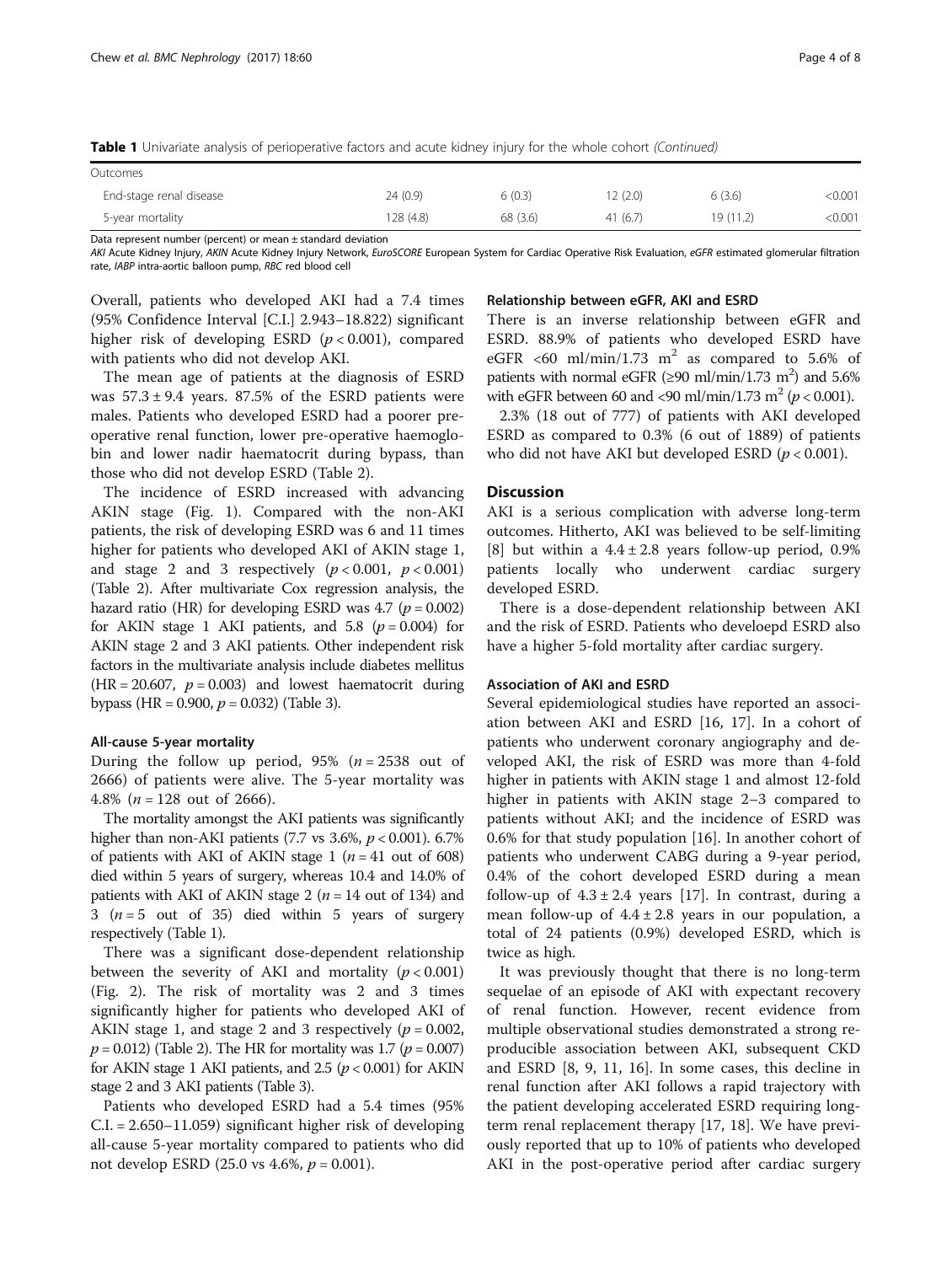**Table 1** Univariate analysis of perioperative factors and acute kidney injury for the whole cohort *(Continued)*

| | | | | | |
|---|---|---|---|---|---|
| Outcomes | | | | | |
| End-stage renal disease | 24 (0.9) | 6 (0.3) | 12 (2.0) | 6 (3.6) | <0.001 |
| 5-year mortality | 128 (4.8) | 68 (3.6) | 41 (6.7) | 19 (11.2) | <0.001 |

Data represent number (percent) or mean ± standard deviation

*AKI* Acute Kidney Injury, *AKIN* Acute Kidney Injury Network, *EuroSCORE* European System for Cardiac Operative Risk Evaluation, *eGFR* estimated glomerular filtration rate, *IABP* intra-aortic balloon pump, *RBC* red blood cell

Overall, patients who developed AKI had a 7.4 times (95% Confidence Interval [C.I.] 2.943–18.822) significant higher risk of developing ESRD ($p < 0.001$), compared with patients who did not develop AKI.

The mean age of patients at the diagnosis of ESRD was $57.3 \pm 9.4$ years. 87.5% of the ESRD patients were males. Patients who developed ESRD had a poorer pre-operative renal function, lower pre-operative haemoglobin and lower nadir haematocrit during bypass, than those who did not develop ESRD (Table 2).

The incidence of ESRD increased with advancing AKIN stage (Fig. 1). Compared with the non-AKI patients, the risk of developing ESRD was 6 and 11 times higher for patients who developed AKI of AKIN stage 1, and stage 2 and 3 respectively ($p < 0.001$, $p < 0.001$) (Table 2). After multivariate Cox regression analysis, the hazard ratio (HR) for developing ESRD was 4.7 ($p = 0.002$) for AKIN stage 1 AKI patients, and 5.8 ($p = 0.004$) for AKIN stage 2 and 3 AKI patients. Other independent risk factors in the multivariate analysis include diabetes mellitus (HR = 20.607, $p = 0.003$) and lowest haematocrit during bypass (HR = 0.900, $p = 0.032$) (Table 3).

#### All-cause 5-year mortality

During the follow up period, 95% ($n = 2538$ out of 2666) of patients were alive. The 5-year mortality was 4.8% ($n = 128$ out of 2666).

The mortality amongst the AKI patients was significantly higher than non-AKI patients (7.7 vs 3.6%, $p < 0.001$). 6.7% of patients with AKI of AKIN stage 1 ($n = 41$ out of 608) died within 5 years of surgery, whereas 10.4 and 14.0% of patients with AKI of AKIN stage 2 ($n = 14$ out of 134) and 3 ($n = 5$ out of 35) died within 5 years of surgery respectively (Table 1).

There was a significant dose-dependent relationship between the severity of AKI and mortality ($p < 0.001$) (Fig. 2). The risk of mortality was 2 and 3 times significantly higher for patients who developed AKI of AKIN stage 1, and stage 2 and 3 respectively ($p = 0.002$, $p = 0.012$) (Table 2). The HR for mortality was 1.7 ($p = 0.007$) for AKIN stage 1 AKI patients, and 2.5 ($p < 0.001$) for AKIN stage 2 and 3 AKI patients (Table 3).

Patients who developed ESRD had a 5.4 times (95% C.I. = 2.650–11.059) significant higher risk of developing all-cause 5-year mortality compared to patients who did not develop ESRD (25.0 vs 4.6%, $p = 0.001$).

#### Relationship between eGFR, AKI and ESRD

There is an inverse relationship between eGFR and ESRD. 88.9% of patients who developed ESRD have eGFR <60 ml/min/1.73 $m^2$ as compared to 5.6% of patients with normal eGFR (≥90 ml/min/1.73 $m^2$) and 5.6% with eGFR between 60 and <90 ml/min/1.73 $m^2$ ($p < 0.001$).

2.3% (18 out of 777) of patients with AKI developed ESRD as compared to 0.3% (6 out of 1889) of patients who did not have AKI but developed ESRD ($p < 0.001$).

## Discussion

AKI is a serious complication with adverse long-term outcomes. Hitherto, AKI was believed to be self-limiting [8] but within a $4.4 \pm 2.8$ years follow-up period, 0.9% patients locally who underwent cardiac surgery developed ESRD.

There is a dose-dependent relationship between AKI and the risk of ESRD. Patients who develoepd ESRD also have a higher 5-fold mortality after cardiac surgery.

#### Association of AKI and ESRD

Several epidemiological studies have reported an association between AKI and ESRD [16, 17]. In a cohort of patients who underwent coronary angiography and developed AKI, the risk of ESRD was more than 4-fold higher in patients with AKIN stage 1 and almost 12-fold higher in patients with AKIN stage 2–3 compared to patients without AKI; and the incidence of ESRD was 0.6% for that study population [16]. In another cohort of patients who underwent CABG during a 9-year period, 0.4% of the cohort developed ESRD during a mean follow-up of $4.3 \pm 2.4$ years [17]. In contrast, during a mean follow-up of $4.4 \pm 2.8$ years in our population, a total of 24 patients (0.9%) developed ESRD, which is twice as high.

It was previously thought that there is no long-term sequelae of an episode of AKI with expectant recovery of renal function. However, recent evidence from multiple observational studies demonstrated a strong reproducible association between AKI, subsequent CKD and ESRD [8, 9, 11, 16]. In some cases, this decline in renal function after AKI follows a rapid trajectory with the patient developing accelerated ESRD requiring long-term renal replacement therapy [17, 18]. We have previously reported that up to 10% of patients who developed AKI in the post-operative period after cardiac surgery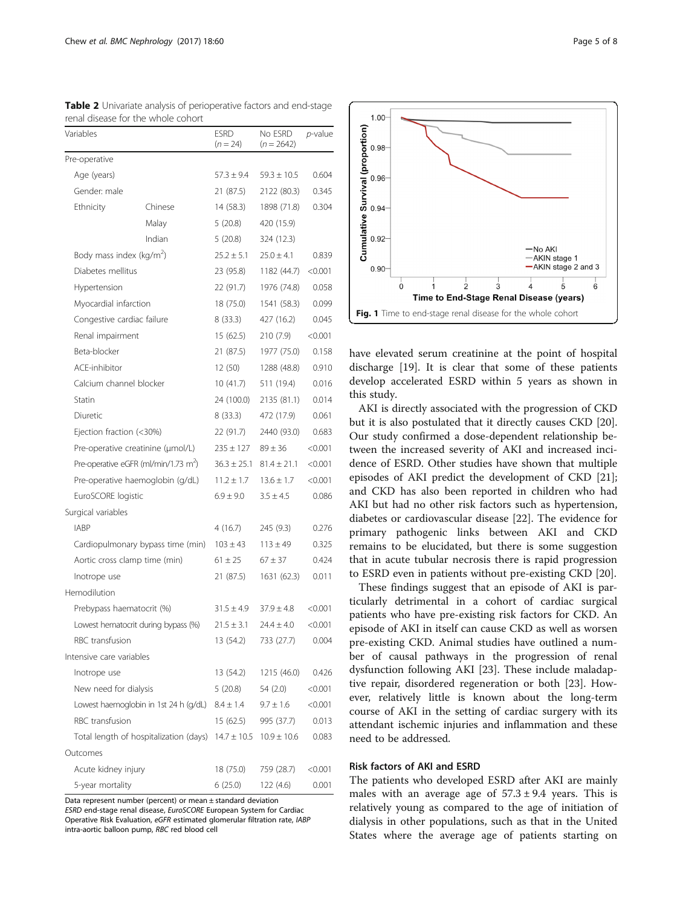**Table 2** Univariate analysis of perioperative factors and end-stage renal disease for the whole cohort

| Variables | | ESRD (n = 24) | No ESRD (n = 2642) | *p*-value |
|---|---|---|---|---|
| Pre-operative | | | | |
| Age (years) | | 57.3 ± 9.4 | 59.3 ± 10.5 | 0.604 |
| Gender: male | | 21 (87.5) | 2122 (80.3) | 0.345 |
| Ethnicity | Chinese | 14 (58.3) | 1898 (71.8) | 0.304 |
| | Malay | 5 (20.8) | 420 (15.9) | |
| | Indian | 5 (20.8) | 324 (12.3) | |
| Body mass index (kg/m$^2$) | | 25.2 ± 5.1 | 25.0 ± 4.1 | 0.839 |
| Diabetes mellitus | | 23 (95.8) | 1182 (44.7) | <0.001 |
| Hypertension | | 22 (91.7) | 1976 (74.8) | 0.058 |
| Myocardial infarction | | 18 (75.0) | 1541 (58.3) | 0.099 |
| Congestive cardiac failure | | 8 (33.3) | 427 (16.2) | 0.045 |
| Renal impairment | | 15 (62.5) | 210 (7.9) | <0.001 |
| Beta-blocker | | 21 (87.5) | 1977 (75.0) | 0.158 |
| ACE-inhibitor | | 12 (50) | 1288 (48.8) | 0.910 |
| Calcium channel blocker | | 10 (41.7) | 511 (19.4) | 0.016 |
| Statin | | 24 (100.0) | 2135 (81.1) | 0.014 |
| Diuretic | | 8 (33.3) | 472 (17.9) | 0.061 |
| Ejection fraction (<30%) | | 22 (91.7) | 2440 (93.0) | 0.683 |
| Pre-operative creatinine (μmol/L) | | 235 ± 127 | 89 ± 36 | <0.001 |
| Pre-operative eGFR (ml/min/1.73 m$^2$) | | 36.3 ± 25.1 | 81.4 ± 21.1 | <0.001 |
| Pre-operative haemoglobin (g/dL) | | 11.2 ± 1.7 | 13.6 ± 1.7 | <0.001 |
| EuroSCORE logistic | | 6.9 ± 9.0 | 3.5 ± 4.5 | 0.086 |
| Surgical variables | | | | |
| IABP | | 4 (16.7) | 245 (9.3) | 0.276 |
| Cardiopulmonary bypass time (min) | | 103 ± 43 | 113 ± 49 | 0.325 |
| Aortic cross clamp time (min) | | 61 ± 25 | 67 ± 37 | 0.424 |
| Inotrope use | | 21 (87.5) | 1631 (62.3) | 0.011 |
| Hemodilution | | | | |
| Prebypass haematocrit (%) | | 31.5 ± 4.9 | 37.9 ± 4.8 | <0.001 |
| Lowest hematocrit during bypass (%) | | 21.5 ± 3.1 | 24.4 ± 4.0 | <0.001 |
| RBC transfusion | | 13 (54.2) | 733 (27.7) | 0.004 |
| Intensive care variables | | | | |
| Inotrope use | | 13 (54.2) | 1215 (46.0) | 0.426 |
| New need for dialysis | | 5 (20.8) | 54 (2.0) | <0.001 |
| Lowest haemoglobin in 1st 24 h (g/dL) | | 8.4 ± 1.4 | 9.7 ± 1.6 | <0.001 |
| RBC transfusion | | 15 (62.5) | 995 (37.7) | 0.013 |
| Total length of hospitalization (days) | | 14.7 ± 10.5 | 10.9 ± 10.6 | 0.083 |
| Outcomes | | | | |
| Acute kidney injury | | 18 (75.0) | 759 (28.7) | <0.001 |
| 5-year mortality | | 6 (25.0) | 122 (4.6) | 0.001 |

Data represent number (percent) or mean ± standard deviation
*ESRD* end-stage renal disease, *EuroSCORE* European System for Cardiac Operative Risk Evaluation, *eGFR* estimated glomerular filtration rate, *IABP* intra-aortic balloon pump, *RBC* red blood cell

**Fig. 1** Time to end-stage renal disease for the whole cohort

have elevated serum creatinine at the point of hospital discharge [19]. It is clear that some of these patients develop accelerated ESRD within 5 years as shown in this study.

AKI is directly associated with the progression of CKD but it is also postulated that it directly causes CKD [20]. Our study confirmed a dose-dependent relationship between the increased severity of AKI and increased incidence of ESRD. Other studies have shown that multiple episodes of AKI predict the development of CKD [21]; and CKD has also been reported in children who had AKI but had no other risk factors such as hypertension, diabetes or cardiovascular disease [22]. The evidence for primary pathogenic links between AKI and CKD remains to be elucidated, but there is some suggestion that in acute tubular necrosis there is rapid progression to ESRD even in patients without pre-existing CKD [20].

These findings suggest that an episode of AKI is particularly detrimental in a cohort of cardiac surgical patients who have pre-existing risk factors for CKD. An episode of AKI in itself can cause CKD as well as worsen pre-existing CKD. Animal studies have outlined a number of causal pathways in the progression of renal dysfunction following AKI [23]. These include maladaptive repair, disordered regeneration or both [23]. However, relatively little is known about the long-term course of AKI in the setting of cardiac surgery with its attendant ischemic injuries and inflammation and these need to be addressed.

### Risk factors of AKI and ESRD

The patients who developed ESRD after AKI are mainly males with an average age of 57.3 ± 9.4 years. This is relatively young as compared to the age of initiation of dialysis in other populations, such as that in the United States where the average age of patients starting on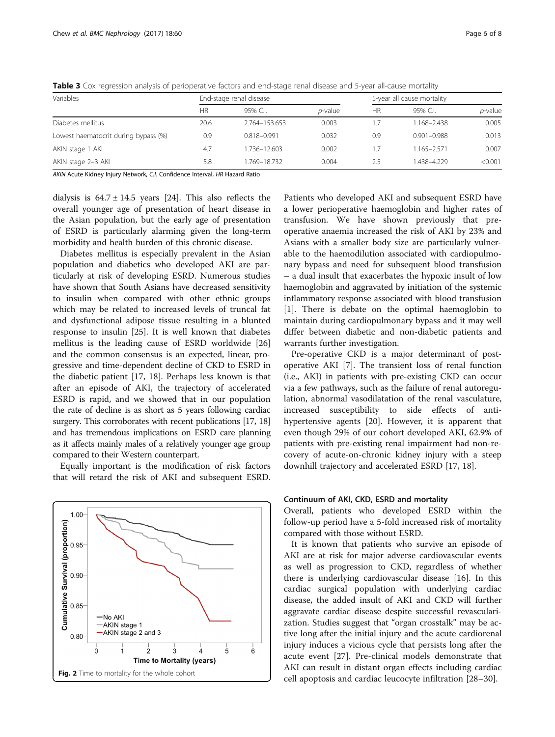**Table 3** Cox regression analysis of perioperative factors and end-stage renal disease and 5-year all-cause mortality

| Variables | End-stage renal disease | | | 5-year all cause mortality | | |
|---|---|---|---|---|---|---|
| | HR | 95% C.I. | *p*-value | HR | 95% C.I. | *p*-value |
| Diabetes mellitus | 20.6 | 2.764–153.653 | 0.003 | 1.7 | 1.168–2.438 | 0.005 |
| Lowest haematocrit during bypass (%) | 0.9 | 0.818–0.991 | 0.032 | 0.9 | 0.901–0.988 | 0.013 |
| AKIN stage 1 AKI | 4.7 | 1.736–12.603 | 0.002 | 1.7 | 1.165–2.571 | 0.007 |
| AKIN stage 2–3 AKI | 5.8 | 1.769–18.732 | 0.004 | 2.5 | 1.438–4.229 | <0.001 |

*AKIN* Acute Kidney Injury Network, *C.I.* Confidence Interval, *HR* Hazard Ratio

dialysis is $64.7 \pm 14.5$ years [24]. This also reflects the overall younger age of presentation of heart disease in the Asian population, but the early age of presentation of ESRD is particularly alarming given the long-term morbidity and health burden of this chronic disease.

Diabetes mellitus is especially prevalent in the Asian population and diabetics who developed AKI are particularly at risk of developing ESRD. Numerous studies have shown that South Asians have decreased sensitivity to insulin when compared with other ethnic groups which may be related to increased levels of truncal fat and dysfunctional adipose tissue resulting in a blunted response to insulin [25]. It is well known that diabetes mellitus is the leading cause of ESRD worldwide [26] and the common consensus is an expected, linear, progressive and time-dependent decline of CKD to ESRD in the diabetic patient [17, 18]. Perhaps less known is that after an episode of AKI, the trajectory of accelerated ESRD is rapid, and we showed that in our population the rate of decline is as short as 5 years following cardiac surgery. This corroborates with recent publications [17, 18] and has tremendous implications on ESRD care planning as it affects mainly males of a relatively younger age group compared to their Western counterpart.

Equally important is the modification of risk factors that will retard the risk of AKI and subsequent ESRD. Patients who developed AKI and subsequent ESRD have a lower perioperative haemoglobin and higher rates of transfusion. We have shown previously that pre-operative anaemia increased the risk of AKI by 23% and Asians with a smaller body size are particularly vulnerable to the haemodilution associated with cardiopulmonary bypass and need for subsequent blood transfusion – a dual insult that exacerbates the hypoxic insult of low haemoglobin and aggravated by initiation of the systemic inflammatory response associated with blood transfusion [1]. There is debate on the optimal haemoglobin to maintain during cardiopulmonary bypass and it may well differ between diabetic and non-diabetic patients and warrants further investigation.

Pre-operative CKD is a major determinant of post-operative AKI [7]. The transient loss of renal function (i.e., AKI) in patients with pre-existing CKD can occur via a few pathways, such as the failure of renal autoregulation, abnormal vasodilatation of the renal vasculature, increased susceptibility to side effects of anti-hypertensive agents [20]. However, it is apparent that even though 29% of our cohort developed AKI, 62.9% of patients with pre-existing renal impairment had non-recovery of acute-on-chronic kidney injury with a steep downhill trajectory and accelerated ESRD [17, 18].

**Fig. 2** Time to mortality for the whole cohort

### Continuum of AKI, CKD, ESRD and mortality

Overall, patients who developed ESRD within the follow-up period have a 5-fold increased risk of mortality compared with those without ESRD.

It is known that patients who survive an episode of AKI are at risk for major adverse cardiovascular events as well as progression to CKD, regardless of whether there is underlying cardiovascular disease [16]. In this cardiac surgical population with underlying cardiac disease, the added insult of AKI and CKD will further aggravate cardiac disease despite successful revascularization. Studies suggest that "organ crosstalk" may be active long after the initial injury and the acute cardiorenal injury induces a vicious cycle that persists long after the acute event [27]. Pre-clinical models demonstrate that AKI can result in distant organ effects including cardiac cell apoptosis and cardiac leucocyte infiltration [28–30].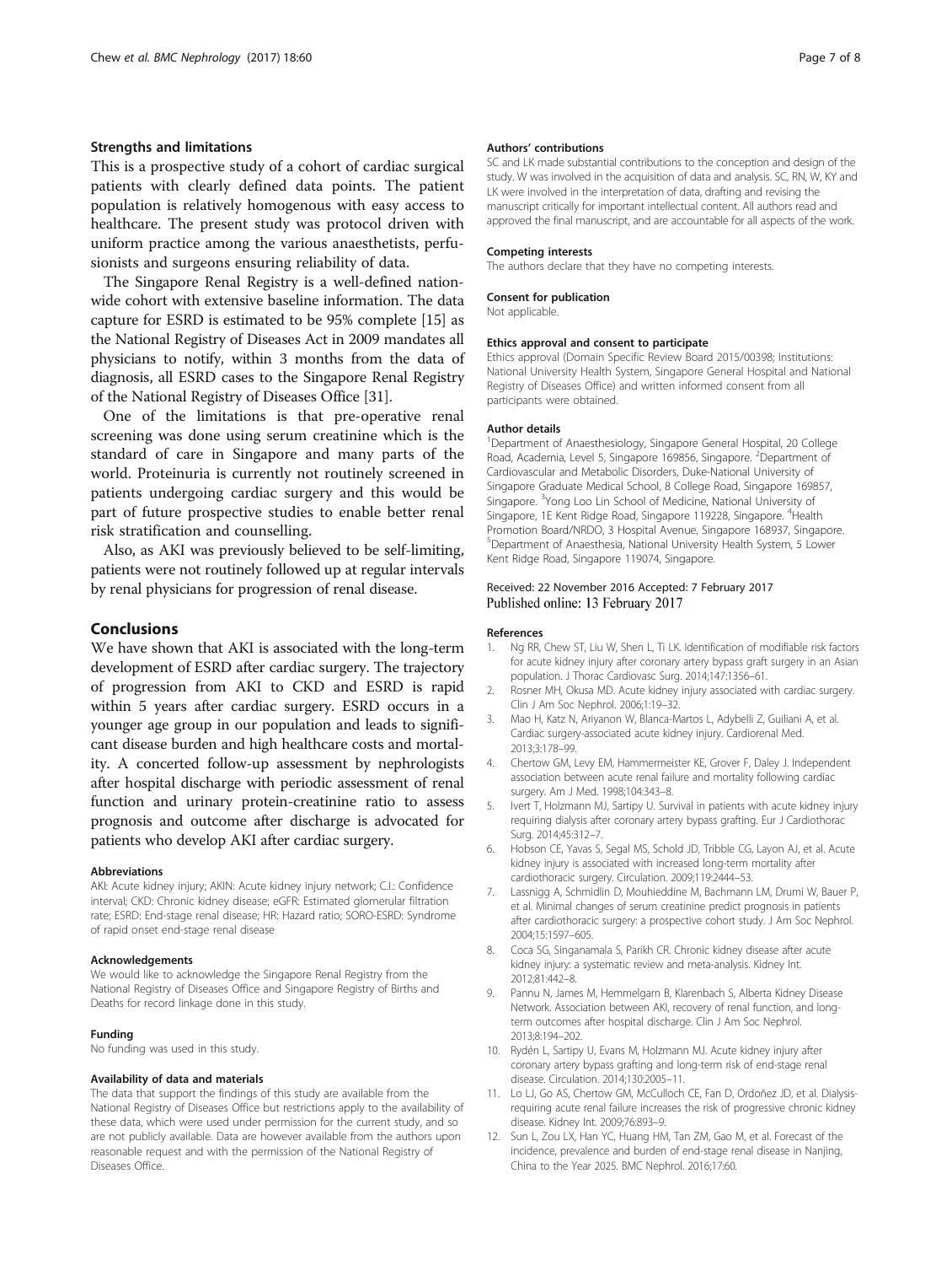### Strengths and limitations

This is a prospective study of a cohort of cardiac surgical patients with clearly defined data points. The patient population is relatively homogenous with easy access to healthcare. The present study was protocol driven with uniform practice among the various anaesthetists, perfusionists and surgeons ensuring reliability of data.

The Singapore Renal Registry is a well-defined nationwide cohort with extensive baseline information. The data capture for ESRD is estimated to be 95% complete [15] as the National Registry of Diseases Act in 2009 mandates all physicians to notify, within 3 months from the data of diagnosis, all ESRD cases to the Singapore Renal Registry of the National Registry of Diseases Office [31].

One of the limitations is that pre-operative renal screening was done using serum creatinine which is the standard of care in Singapore and many parts of the world. Proteinuria is currently not routinely screened in patients undergoing cardiac surgery and this would be part of future prospective studies to enable better renal risk stratification and counselling.

Also, as AKI was previously believed to be self-limiting, patients were not routinely followed up at regular intervals by renal physicians for progression of renal disease.

## Conclusions

We have shown that AKI is associated with the long-term development of ESRD after cardiac surgery. The trajectory of progression from AKI to CKD and ESRD is rapid within 5 years after cardiac surgery. ESRD occurs in a younger age group in our population and leads to significant disease burden and high healthcare costs and mortality. A concerted follow-up assessment by nephrologists after hospital discharge with periodic assessment of renal function and urinary protein-creatinine ratio to assess prognosis and outcome after discharge is advocated for patients who develop AKI after cardiac surgery.

#### Abbreviations

AKI: Acute kidney injury; AKIN: Acute kidney injury network; C.I.: Confidence interval; CKD: Chronic kidney disease; eGFR: Estimated glomerular filtration rate; ESRD: End-stage renal disease; HR: Hazard ratio; SORO-ESRD: Syndrome of rapid onset end-stage renal disease

#### Acknowledgements

We would like to acknowledge the Singapore Renal Registry from the National Registry of Diseases Office and Singapore Registry of Births and Deaths for record linkage done in this study.

#### Funding

No funding was used in this study.

#### Availability of data and materials

The data that support the findings of this study are available from the National Registry of Diseases Office but restrictions apply to the availability of these data, which were used under permission for the current study, and so are not publicly available. Data are however available from the authors upon reasonable request and with the permission of the National Registry of Diseases Office.

#### Authors' contributions

SC and LK made substantial contributions to the conception and design of the study. W was involved in the acquisition of data and analysis. SC, RN, W, KY and LK were involved in the interpretation of data, drafting and revising the manuscript critically for important intellectual content. All authors read and approved the final manuscript, and are accountable for all aspects of the work.

#### Competing interests

The authors declare that they have no competing interests.

#### Consent for publication

Not applicable.

#### Ethics approval and consent to participate

Ethics approval (Domain Specific Review Board 2015/00398; Institutions: National University Health System, Singapore General Hospital and National Registry of Diseases Office) and written informed consent from all participants were obtained.

#### Author details

[1]Department of Anaesthesiology, Singapore General Hospital, 20 College Road, Academia, Level 5, Singapore 169856, Singapore. [2]Department of Cardiovascular and Metabolic Disorders, Duke-National University of Singapore Graduate Medical School, 8 College Road, Singapore 169857, Singapore. [3]Yong Loo Lin School of Medicine, National University of Singapore, 1E Kent Ridge Road, Singapore 119228, Singapore. [4]Health Promotion Board/NRDO, 3 Hospital Avenue, Singapore 168937, Singapore. [5]Department of Anaesthesia, National University Health System, 5 Lower Kent Ridge Road, Singapore 119074, Singapore.

Received: 22 November 2016 Accepted: 7 February 2017
Published online: 13 February 2017

#### References

1. Ng RR, Chew ST, Liu W, Shen L, Ti LK. Identification of modifiable risk factors for acute kidney injury after coronary artery bypass graft surgery in an Asian population. J Thorac Cardiovasc Surg. 2014;147:1356–61.
2. Rosner MH, Okusa MD. Acute kidney injury associated with cardiac surgery. Clin J Am Soc Nephrol. 2006;1:19–32.
3. Mao H, Katz N, Ariyanon W, Blanca-Martos L, Adybelli Z, Guiliani A, et al. Cardiac surgery-associated acute kidney injury. Cardiorenal Med. 2013;3:178–99.
4. Chertow GM, Levy EM, Hammermeister KE, Grover F, Daley J. Independent association between acute renal failure and mortality following cardiac surgery. Am J Med. 1998;104:343–8.
5. Ivert T, Holzmann MJ, Sartipy U. Survival in patients with acute kidney injury requiring dialysis after coronary artery bypass grafting. Eur J Cardiothorac Surg. 2014;45:312–7.
6. Hobson CE, Yavas S, Segal MS, Schold JD, Tribble CG, Layon AJ, et al. Acute kidney injury is associated with increased long-term mortality after cardiothoracic surgery. Circulation. 2009;119:2444–53.
7. Lassnigg A, Schmidlin D, Mouhieddine M, Bachmann LM, Drumi W, Bauer P, et al. Minimal changes of serum creatinine predict prognosis in patients after cardiothoracic surgery: a prospective cohort study. J Am Soc Nephrol. 2004;15:1597–605.
8. Coca SG, Singanamala S, Parikh CR. Chronic kidney disease after acute kidney injury: a systematic review and meta-analysis. Kidney Int. 2012;81:442–8.
9. Pannu N, James M, Hemmelgarn B, Klarenbach S, Alberta Kidney Disease Network. Association between AKI, recovery of renal function, and long-term outcomes after hospital discharge. Clin J Am Soc Nephrol. 2013;8:194–202.
10. Rydén L, Sartipy U, Evans M, Holzmann MJ. Acute kidney injury after coronary artery bypass grafting and long-term risk of end-stage renal disease. Circulation. 2014;130:2005–11.
11. Lo LJ, Go AS, Chertow GM, McCulloch CE, Fan D, Ordoñez JD, et al. Dialysis-requiring acute renal failure increases the risk of progressive chronic kidney disease. Kidney Int. 2009;76:893–9.
12. Sun L, Zou LX, Han YC, Huang HM, Tan ZM, Gao M, et al. Forecast of the incidence, prevalence and burden of end-stage renal disease in Nanjing, China to the Year 2025. BMC Nephrol. 2016;17:60.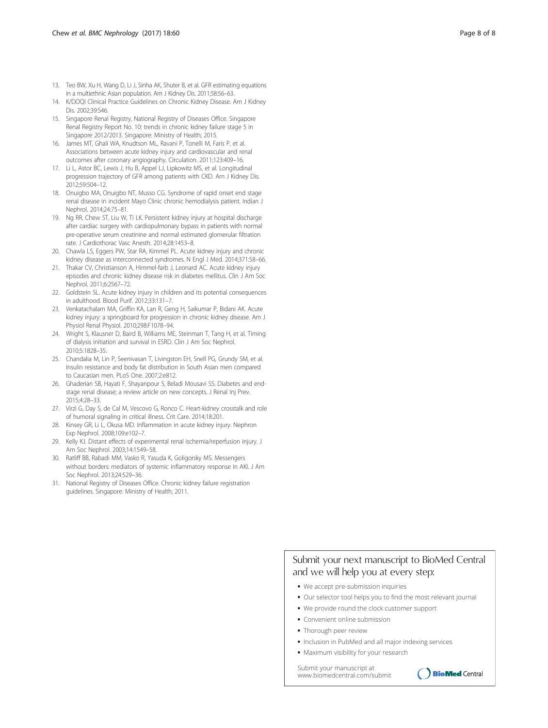13. Teo BW, Xu H, Wang D, Li J, Sinha AK, Shuter B, et al. GFR estimating equations in a multiethnic Asian population. Am J Kidney Dis. 2011;58:56–63.
14. K/DOQI Clinical Practice Guidelines on Chronic Kidney Disease. Am J Kidney Dis. 2002;39:S46.
15. Singapore Renal Registry, National Registry of Diseases Office. Singapore Renal Registry Report No. 10: trends in chronic kidney failure stage 5 in Singapore 2012/2013. Singapore: Ministry of Health; 2015.
16. James MT, Ghali WA, Knudtson ML, Ravani P, Tonelli M, Faris P, et al. Associations between acute kidney injury and cardiovascular and renal outcomes after coronary angiography. Circulation. 2011;123:409–16.
17. Li L, Astor BC, Lewis J, Hu B, Appel LJ, Lipkowitz MS, et al. Longitudinal progression trajectory of GFR among patients with CKD. Am J Kidney Dis. 2012;59:504–12.
18. Onuigbo MA, Onuigbo NT, Musso CG. Syndrome of rapid onset end stage renal disease in incident Mayo Clinic chronic hemodialysis patient. Indian J Nephrol. 2014;24:75–81.
19. Ng RR, Chew ST, Liu W, Ti LK. Persistent kidney injury at hospital discharge after cardiac surgery with cardiopulmonary bypass in patients with normal pre-operative serum creatinine and normal estimated glomerular filtration rate. J Cardiothorac Vasc Anesth. 2014;28:1453–8.
20. Chawla LS, Eggers PW, Star RA, Kimmel PL. Acute kidney injury and chronic kidney disease as interconnected syndromes. N Engl J Med. 2014;371:58–66.
21. Thakar CV, Christianson A, Himmel-farb J, Leonard AC. Acute kidney injury episodes and chronic kidney disease risk in diabetes mellitus. Clin J Am Soc Nephrol. 2011;6:2567–72.
22. Goldstein SL. Acute kidney injury in children and its potential consequences in adulthood. Blood Purif. 2012;33:131–7.
23. Venkatachalam MA, Griffin KA, Lan R, Geng H, Saikumar P, Bidani AK. Acute kidney injury: a springboard for progression in chronic kidney disease. Am J Physiol Renal Physiol. 2010;298:F1078–94.
24. Wright S, Klausner D, Baird B, Williams ME, Steinman T, Tang H, et al. Timing of dialysis initiation and survival in ESRD. Clin J Am Soc Nephrol. 2010;5:1828–35.
25. Chandalia M, Lin P, Seenivasan T, Livingston EH, Snell PG, Grundy SM, et al. Insulin resistance and body fat distribution in South Asian men compared to Caucasian men. PLoS One. 2007;2:e812.
26. Ghaderian SB, Hayati F, Shayanpour S, Beladi Mousavi SS. Diabetes and end-stage renal disease; a review article on new concepts. J Renal Inj Prev. 2015;4:28–33.
27. Virzì G, Day S, de Cal M, Vescovo G, Ronco C. Heart-kidney crosstalk and role of humoral signaling in critical illness. Crit Care. 2014;18:201.
28. Kinsey GR, Li L, Okusa MD. Inflammation in acute kidney injury. Nephron Exp Nephrol. 2008;109:e102–7.
29. Kelly KJ. Distant effects of experimental renal ischemia/reperfusion injury. J Am Soc Nephrol. 2003;14:1549–58.
30. Ratliff BB, Rabadi MM, Vasko R, Yasuda K, Goligorsky MS. Messengers without borders: mediators of systemic inflammatory response in AKI. J Am Soc Nephrol. 2013;24:529–36.
31. National Registry of Diseases Office. Chronic kidney failure registration guidelines. Singapore: Ministry of Health; 2011.

Submit your next manuscript to BioMed Central and we will help you at every step:

- We accept pre-submission inquiries
- Our selector tool helps you to find the most relevant journal
- We provide round the clock customer support
- Convenient online submission
- Thorough peer review
- Inclusion in PubMed and all major indexing services
- Maximum visibility for your research

Submit your manuscript at
www.biomedcentral.com/submit

BioMed Central